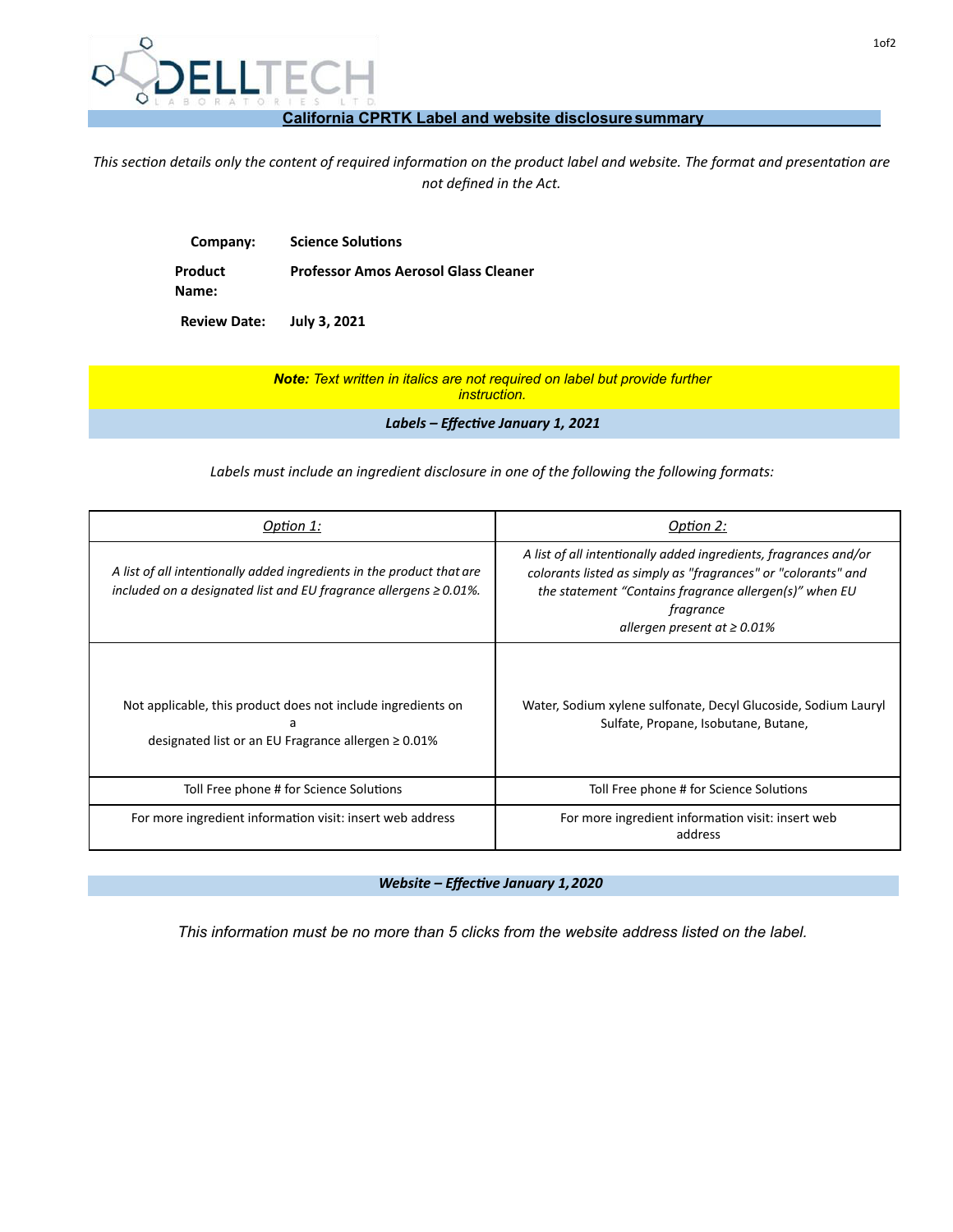DELLTECH LABORATORIES LTD.

## California CPRTK Label and website disclosure summary

*This section details only the content of required information on the product label and website. The format and presentation are not defined in the Act.*

**Company:** **Science Solutions**

**Product Name:** **Professor Amos Aerosol Glass Cleaner**

**Review Date:** **July 3, 2021**

***Note:*** *Text written in italics are not required on label but provide further instruction.*

### *Labels – Effective January 1, 2021*

*Labels must include an ingredient disclosure in one of the following the following formats:*

| *Option 1:* | *Option 2:* |
|---|---|
| *A list of all intentionally added ingredients in the product that are included on a designated list and EU fragrance allergens ≥ 0.01%.* | *A list of all intentionally added ingredients, fragrances and/or colorants listed as simply as "fragrances" or "colorants" and the statement "Contains fragrance allergen(s)" when EU fragrance allergen present at ≥ 0.01%* |
| Not applicable, this product does not include ingredients on a designated list or an EU Fragrance allergen ≥ 0.01% | Water, Sodium xylene sulfonate, Decyl Glucoside, Sodium Lauryl Sulfate, Propane, Isobutane, Butane, |
| Toll Free phone # for Science Solutions | Toll Free phone # for Science Solutions |
| For more ingredient information visit: insert web address | For more ingredient information visit: insert web address |

### *Website – Effective January 1, 2020*

*This information must be no more than 5 clicks from the website address listed on the label.*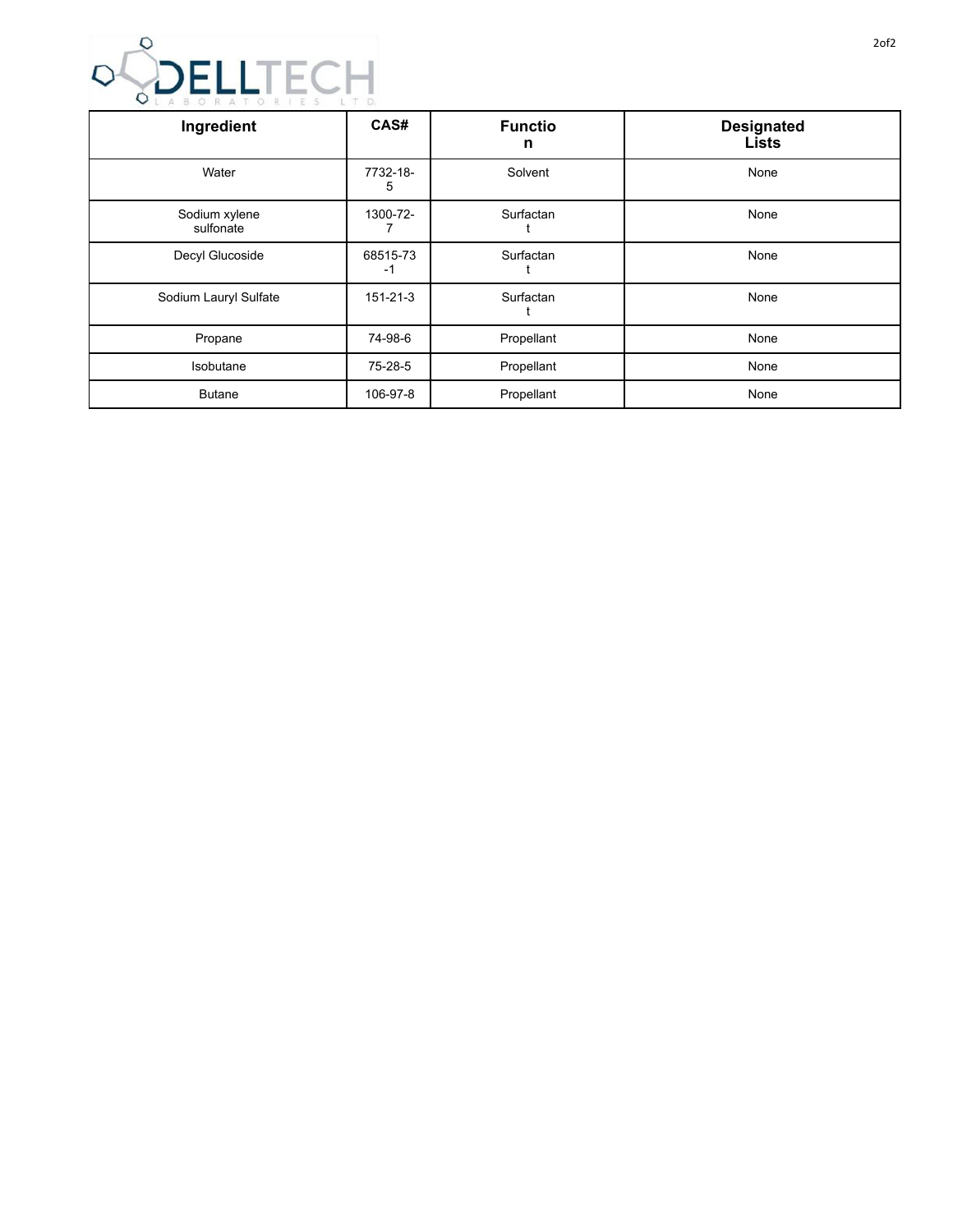| Ingredient | CAS# | Function | Designated Lists |
|---|---|---|---|
| Water | 7732-18-5 | Solvent | None |
| Sodium xylene sulfonate | 1300-72-7 | Surfactant | None |
| Decyl Glucoside | 68515-73-1 | Surfactant | None |
| Sodium Lauryl Sulfate | 151-21-3 | Surfactant | None |
| Propane | 74-98-6 | Propellant | None |
| Isobutane | 75-28-5 | Propellant | None |
| Butane | 106-97-8 | Propellant | None |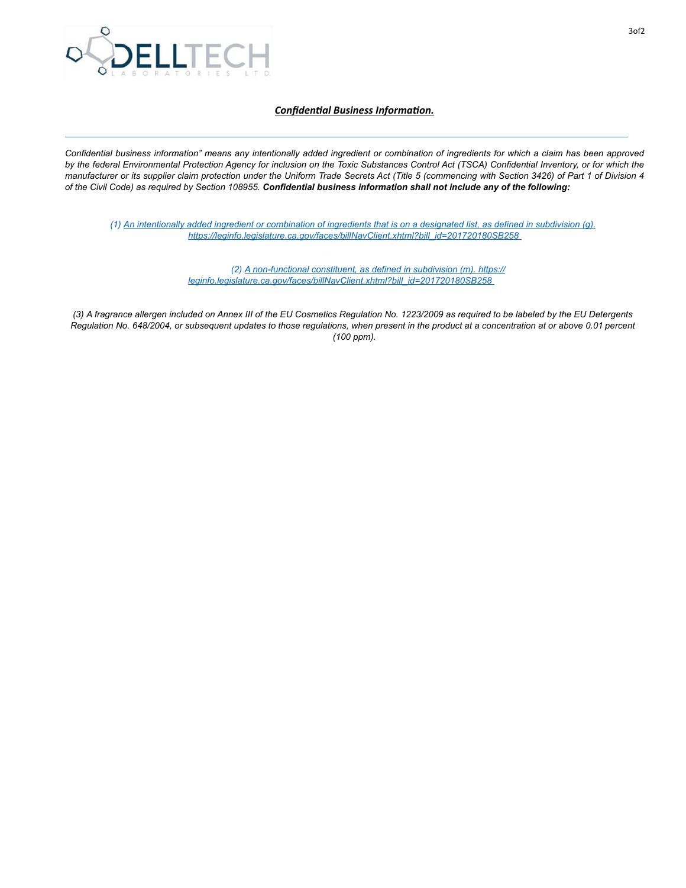***Confidential Business Information.***

---

*Confidential business information" means any intentionally added ingredient or combination of ingredients for which a claim has been approved by the federal Environmental Protection Agency for inclusion on the Toxic Substances Control Act (TSCA) Confidential Inventory, or for which the manufacturer or its supplier claim protection under the Uniform Trade Secrets Act (Title 5 (commencing with Section 3426) of Part 1 of Division 4 of the Civil Code) as required by Section 108955.* ***Confidential business information shall not include any of the following:***

*(1) [An intentionally added ingredient or combination of ingredients that is on a designated list, as defined in subdivision (g). https://leginfo.legislature.ca.gov/faces/billNavClient.xhtml?bill_id=201720180SB258](https://leginfo.legislature.ca.gov/faces/billNavClient.xhtml?bill_id=201720180SB258)*

*(2) [A non-functional constituent, as defined in subdivision (m). https://leginfo.legislature.ca.gov/faces/billNavClient.xhtml?bill_id=201720180SB258](https://leginfo.legislature.ca.gov/faces/billNavClient.xhtml?bill_id=201720180SB258)*

*(3) A fragrance allergen included on Annex III of the EU Cosmetics Regulation No. 1223/2009 as required to be labeled by the EU Detergents Regulation No. 648/2004, or subsequent updates to those regulations, when present in the product at a concentration at or above 0.01 percent (100 ppm).*